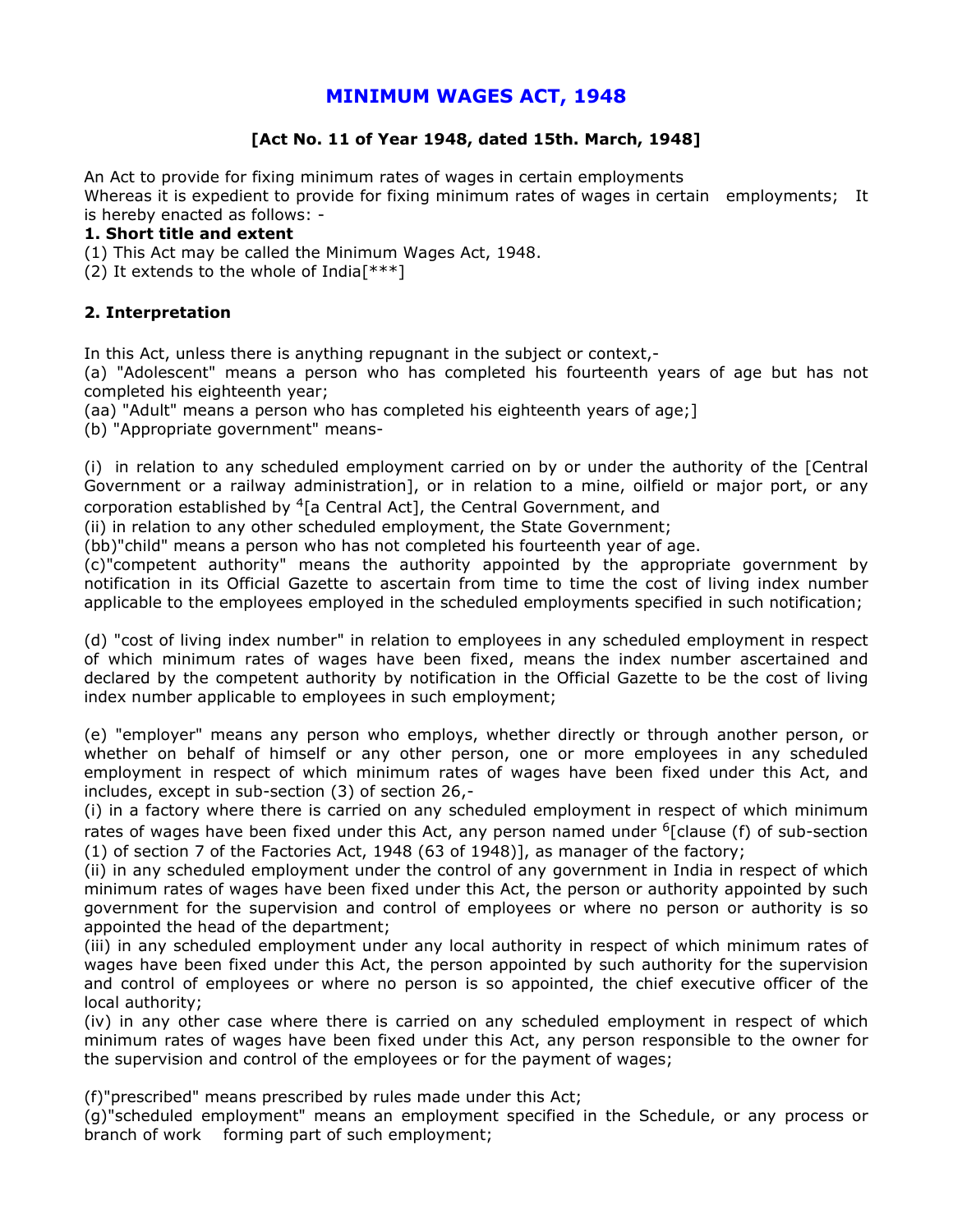# MINIMUM WAGES ACT, 1948

### [Act No. 11 of Year 1948, dated 15th. March, 1948]

An Act to provide for fixing minimum rates of wages in certain employments
Whereas it is expedient to provide for fixing minimum rates of wages in certain employments; It is hereby enacted as follows: -

**1. Short title and extent**

(1) This Act may be called the Minimum Wages Act, 1948.
(2) It extends to the whole of India[***]

**2. Interpretation**

In this Act, unless there is anything repugnant in the subject or context,-
(a) "Adolescent" means a person who has completed his fourteenth years of age but has not completed his eighteenth year;
(aa) "Adult" means a person who has completed his eighteenth years of age;]
(b) "Appropriate government" means-

(i) in relation to any scheduled employment carried on by or under the authority of the [Central Government or a railway administration], or in relation to a mine, oilfield or major port, or any corporation established by [4][a Central Act], the Central Government, and
(ii) in relation to any other scheduled employment, the State Government;
(bb)"child" means a person who has not completed his fourteenth year of age.
(c)"competent authority" means the authority appointed by the appropriate government by notification in its Official Gazette to ascertain from time to time the cost of living index number applicable to the employees employed in the scheduled employments specified in such notification;

(d) "cost of living index number" in relation to employees in any scheduled employment in respect of which minimum rates of wages have been fixed, means the index number ascertained and declared by the competent authority by notification in the Official Gazette to be the cost of living index number applicable to employees in such employment;

(e) "employer" means any person who employs, whether directly or through another person, or whether on behalf of himself or any other person, one or more employees in any scheduled employment in respect of which minimum rates of wages have been fixed under this Act, and includes, except in sub-section (3) of section 26,-
(i) in a factory where there is carried on any scheduled employment in respect of which minimum rates of wages have been fixed under this Act, any person named under [6][clause (f) of sub-section (1) of section 7 of the Factories Act, 1948 (63 of 1948)], as manager of the factory;
(ii) in any scheduled employment under the control of any government in India in respect of which minimum rates of wages have been fixed under this Act, the person or authority appointed by such government for the supervision and control of employees or where no person or authority is so appointed the head of the department;
(iii) in any scheduled employment under any local authority in respect of which minimum rates of wages have been fixed under this Act, the person appointed by such authority for the supervision and control of employees or where no person is so appointed, the chief executive officer of the local authority;
(iv) in any other case where there is carried on any scheduled employment in respect of which minimum rates of wages have been fixed under this Act, any person responsible to the owner for the supervision and control of the employees or for the payment of wages;

(f)"prescribed" means prescribed by rules made under this Act;
(g)"scheduled employment" means an employment specified in the Schedule, or any process or branch of work forming part of such employment;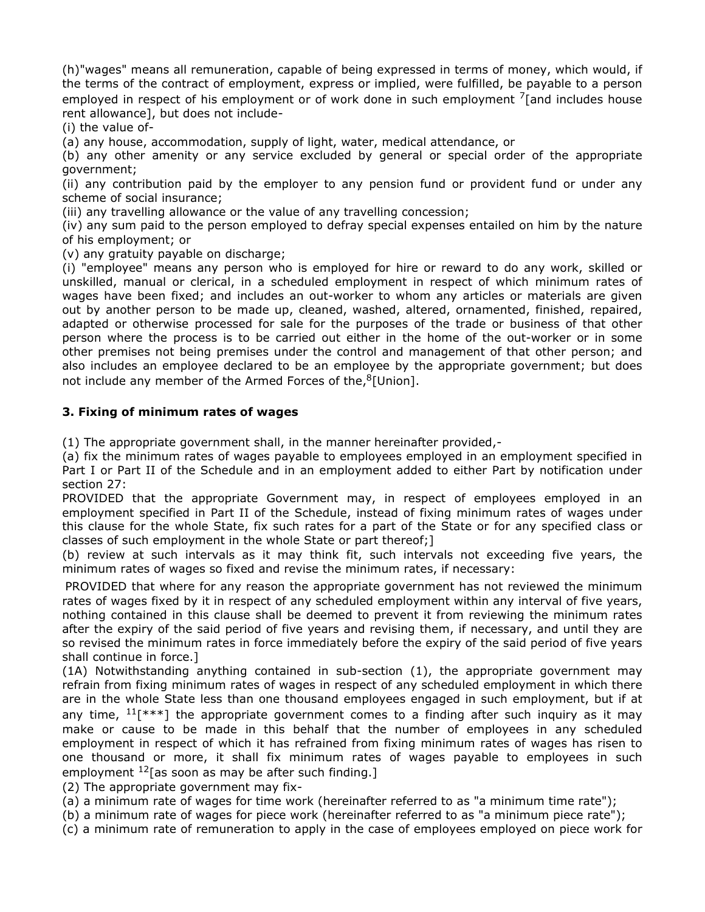(h)"wages" means all remuneration, capable of being expressed in terms of money, which would, if the terms of the contract of employment, express or implied, were fulfilled, be payable to a person employed in respect of his employment or of work done in such employment [7][and includes house rent allowance], but does not include-

(i) the value of-

(a) any house, accommodation, supply of light, water, medical attendance, or

(b) any other amenity or any service excluded by general or special order of the appropriate government;

(ii) any contribution paid by the employer to any pension fund or provident fund or under any scheme of social insurance;

(iii) any travelling allowance or the value of any travelling concession;

(iv) any sum paid to the person employed to defray special expenses entailed on him by the nature of his employment; or

(v) any gratuity payable on discharge;

(i) "employee" means any person who is employed for hire or reward to do any work, skilled or unskilled, manual or clerical, in a scheduled employment in respect of which minimum rates of wages have been fixed; and includes an out-worker to whom any articles or materials are given out by another person to be made up, cleaned, washed, altered, ornamented, finished, repaired, adapted or otherwise processed for sale for the purposes of the trade or business of that other person where the process is to be carried out either in the home of the out-worker or in some other premises not being premises under the control and management of that other person; and also includes an employee declared to be an employee by the appropriate government; but does not include any member of the Armed Forces of the,[8][Union].

### 3. Fixing of minimum rates of wages

(1) The appropriate government shall, in the manner hereinafter provided,-

(a) fix the minimum rates of wages payable to employees employed in an employment specified in Part I or Part II of the Schedule and in an employment added to either Part by notification under section 27:

PROVIDED that the appropriate Government may, in respect of employees employed in an employment specified in Part II of the Schedule, instead of fixing minimum rates of wages under this clause for the whole State, fix such rates for a part of the State or for any specified class or classes of such employment in the whole State or part thereof;]

(b) review at such intervals as it may think fit, such intervals not exceeding five years, the minimum rates of wages so fixed and revise the minimum rates, if necessary:

PROVIDED that where for any reason the appropriate government has not reviewed the minimum rates of wages fixed by it in respect of any scheduled employment within any interval of five years, nothing contained in this clause shall be deemed to prevent it from reviewing the minimum rates after the expiry of the said period of five years and revising them, if necessary, and until they are so revised the minimum rates in force immediately before the expiry of the said period of five years shall continue in force.]

(1A) Notwithstanding anything contained in sub-section (1), the appropriate government may refrain from fixing minimum rates of wages in respect of any scheduled employment in which there are in the whole State less than one thousand employees engaged in such employment, but if at any time, [11][***] the appropriate government comes to a finding after such inquiry as it may make or cause to be made in this behalf that the number of employees in any scheduled employment in respect of which it has refrained from fixing minimum rates of wages has risen to one thousand or more, it shall fix minimum rates of wages payable to employees in such employment [12][as soon as may be after such finding.]

(2) The appropriate government may fix-

(a) a minimum rate of wages for time work (hereinafter referred to as "a minimum time rate");

(b) a minimum rate of wages for piece work (hereinafter referred to as "a minimum piece rate");

(c) a minimum rate of remuneration to apply in the case of employees employed on piece work for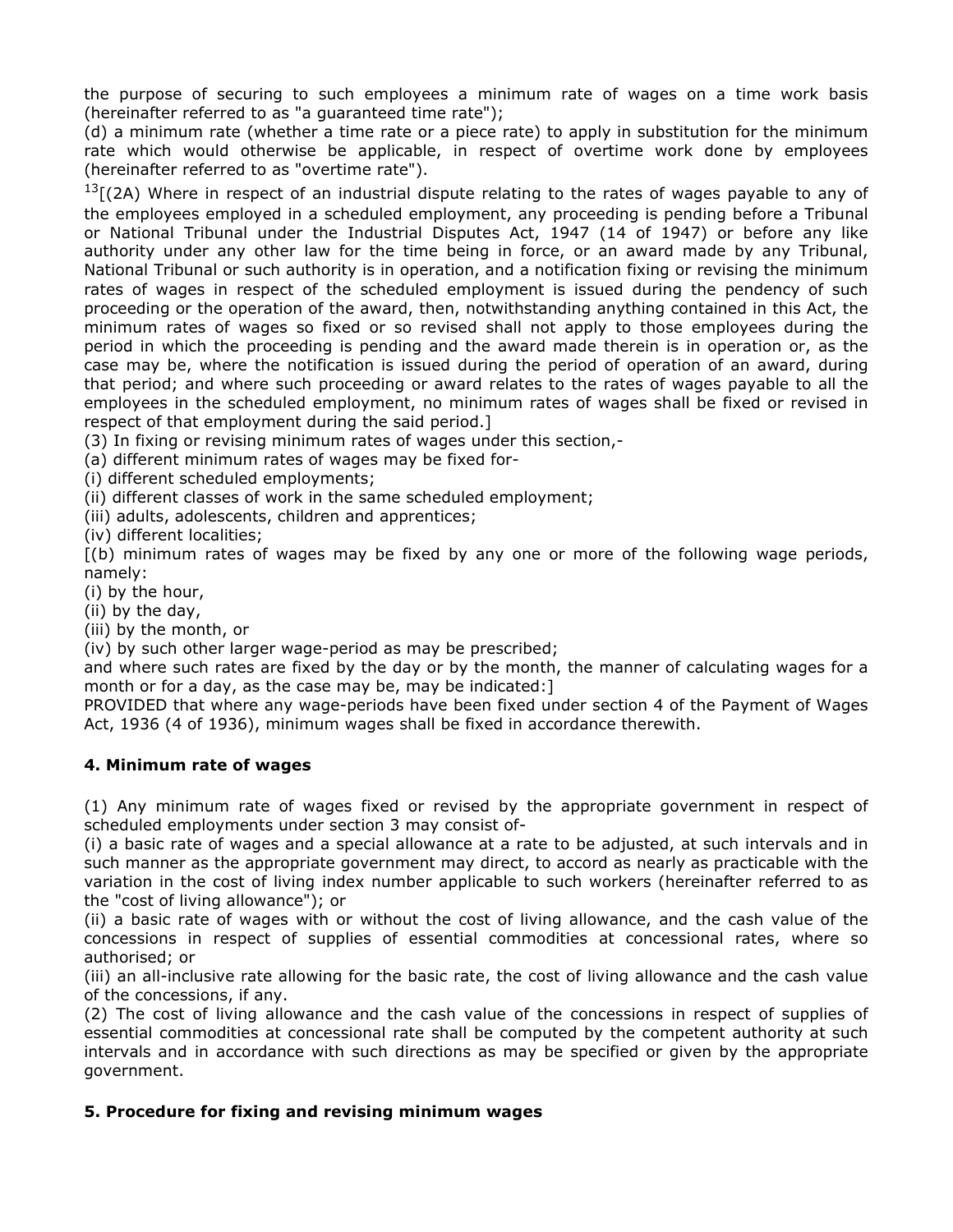the purpose of securing to such employees a minimum rate of wages on a time work basis (hereinafter referred to as "a guaranteed time rate");

(d) a minimum rate (whether a time rate or a piece rate) to apply in substitution for the minimum rate which would otherwise be applicable, in respect of overtime work done by employees (hereinafter referred to as "overtime rate").

[13][(2A) Where in respect of an industrial dispute relating to the rates of wages payable to any of the employees employed in a scheduled employment, any proceeding is pending before a Tribunal or National Tribunal under the Industrial Disputes Act, 1947 (14 of 1947) or before any like authority under any other law for the time being in force, or an award made by any Tribunal, National Tribunal or such authority is in operation, and a notification fixing or revising the minimum rates of wages in respect of the scheduled employment is issued during the pendency of such proceeding or the operation of the award, then, notwithstanding anything contained in this Act, the minimum rates of wages so fixed or so revised shall not apply to those employees during the period in which the proceeding is pending and the award made therein is in operation or, as the case may be, where the notification is issued during the period of operation of an award, during that period; and where such proceeding or award relates to the rates of wages payable to all the employees in the scheduled employment, no minimum rates of wages shall be fixed or revised in respect of that employment during the said period.]

(3) In fixing or revising minimum rates of wages under this section,-

(a) different minimum rates of wages may be fixed for-

(i) different scheduled employments;

(ii) different classes of work in the same scheduled employment;

(iii) adults, adolescents, children and apprentices;

(iv) different localities;

[(b) minimum rates of wages may be fixed by any one or more of the following wage periods, namely:

(i) by the hour,

(ii) by the day,

(iii) by the month, or

(iv) by such other larger wage-period as may be prescribed;

and where such rates are fixed by the day or by the month, the manner of calculating wages for a month or for a day, as the case may be, may be indicated:]

PROVIDED that where any wage-periods have been fixed under section 4 of the Payment of Wages Act, 1936 (4 of 1936), minimum wages shall be fixed in accordance therewith.

### 4. Minimum rate of wages

(1) Any minimum rate of wages fixed or revised by the appropriate government in respect of scheduled employments under section 3 may consist of-

(i) a basic rate of wages and a special allowance at a rate to be adjusted, at such intervals and in such manner as the appropriate government may direct, to accord as nearly as practicable with the variation in the cost of living index number applicable to such workers (hereinafter referred to as the "cost of living allowance"); or

(ii) a basic rate of wages with or without the cost of living allowance, and the cash value of the concessions in respect of supplies of essential commodities at concessional rates, where so authorised; or

(iii) an all-inclusive rate allowing for the basic rate, the cost of living allowance and the cash value of the concessions, if any.

(2) The cost of living allowance and the cash value of the concessions in respect of supplies of essential commodities at concessional rate shall be computed by the competent authority at such intervals and in accordance with such directions as may be specified or given by the appropriate government.

### 5. Procedure for fixing and revising minimum wages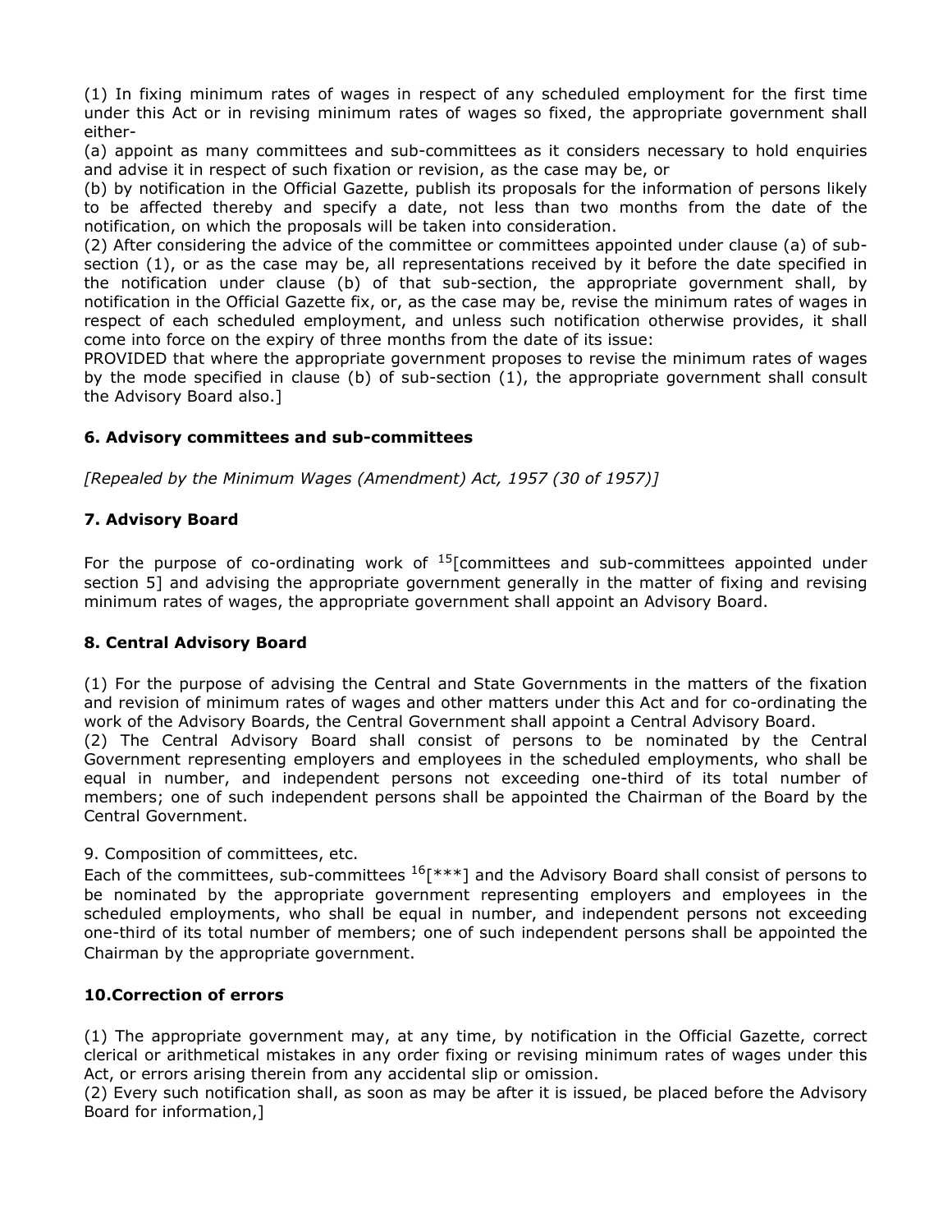(1) In fixing minimum rates of wages in respect of any scheduled employment for the first time under this Act or in revising minimum rates of wages so fixed, the appropriate government shall either-

(a) appoint as many committees and sub-committees as it considers necessary to hold enquiries and advise it in respect of such fixation or revision, as the case may be, or

(b) by notification in the Official Gazette, publish its proposals for the information of persons likely to be affected thereby and specify a date, not less than two months from the date of the notification, on which the proposals will be taken into consideration.

(2) After considering the advice of the committee or committees appointed under clause (a) of sub-section (1), or as the case may be, all representations received by it before the date specified in the notification under clause (b) of that sub-section, the appropriate government shall, by notification in the Official Gazette fix, or, as the case may be, revise the minimum rates of wages in respect of each scheduled employment, and unless such notification otherwise provides, it shall come into force on the expiry of three months from the date of its issue:

PROVIDED that where the appropriate government proposes to revise the minimum rates of wages by the mode specified in clause (b) of sub-section (1), the appropriate government shall consult the Advisory Board also.]

### 6. Advisory committees and sub-committees

*[Repealed by the Minimum Wages (Amendment) Act, 1957 (30 of 1957)]*

### 7. Advisory Board

For the purpose of co-ordinating work of [15][committees and sub-committees appointed under section 5] and advising the appropriate government generally in the matter of fixing and revising minimum rates of wages, the appropriate government shall appoint an Advisory Board.

### 8. Central Advisory Board

(1) For the purpose of advising the Central and State Governments in the matters of the fixation and revision of minimum rates of wages and other matters under this Act and for co-ordinating the work of the Advisory Boards, the Central Government shall appoint a Central Advisory Board.

(2) The Central Advisory Board shall consist of persons to be nominated by the Central Government representing employers and employees in the scheduled employments, who shall be equal in number, and independent persons not exceeding one-third of its total number of members; one of such independent persons shall be appointed the Chairman of the Board by the Central Government.

9. Composition of committees, etc.

Each of the committees, sub-committees [16][***] and the Advisory Board shall consist of persons to be nominated by the appropriate government representing employers and employees in the scheduled employments, who shall be equal in number, and independent persons not exceeding one-third of its total number of members; one of such independent persons shall be appointed the Chairman by the appropriate government.

### 10.Correction of errors

(1) The appropriate government may, at any time, by notification in the Official Gazette, correct clerical or arithmetical mistakes in any order fixing or revising minimum rates of wages under this Act, or errors arising therein from any accidental slip or omission.

(2) Every such notification shall, as soon as may be after it is issued, be placed before the Advisory Board for information,]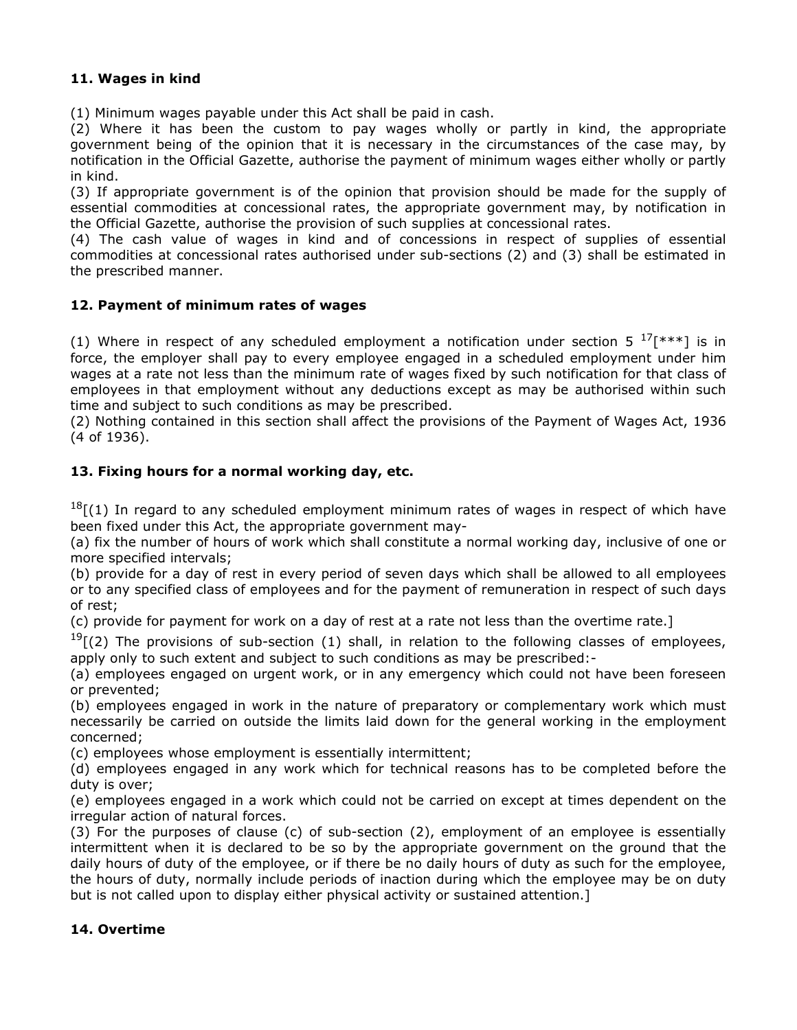### 11. Wages in kind

(1) Minimum wages payable under this Act shall be paid in cash.
(2) Where it has been the custom to pay wages wholly or partly in kind, the appropriate government being of the opinion that it is necessary in the circumstances of the case may, by notification in the Official Gazette, authorise the payment of minimum wages either wholly or partly in kind.
(3) If appropriate government is of the opinion that provision should be made for the supply of essential commodities at concessional rates, the appropriate government may, by notification in the Official Gazette, authorise the provision of such supplies at concessional rates.
(4) The cash value of wages in kind and of concessions in respect of supplies of essential commodities at concessional rates authorised under sub-sections (2) and (3) shall be estimated in the prescribed manner.

### 12. Payment of minimum rates of wages

(1) Where in respect of any scheduled employment a notification under section 5 [17][***] is in force, the employer shall pay to every employee engaged in a scheduled employment under him wages at a rate not less than the minimum rate of wages fixed by such notification for that class of employees in that employment without any deductions except as may be authorised within such time and subject to such conditions as may be prescribed.
(2) Nothing contained in this section shall affect the provisions of the Payment of Wages Act, 1936 (4 of 1936).

### 13. Fixing hours for a normal working day, etc.

[18][(1) In regard to any scheduled employment minimum rates of wages in respect of which have been fixed under this Act, the appropriate government may-
(a) fix the number of hours of work which shall constitute a normal working day, inclusive of one or more specified intervals;
(b) provide for a day of rest in every period of seven days which shall be allowed to all employees or to any specified class of employees and for the payment of remuneration in respect of such days of rest;
(c) provide for payment for work on a day of rest at a rate not less than the overtime rate.]

[19][(2) The provisions of sub-section (1) shall, in relation to the following classes of employees, apply only to such extent and subject to such conditions as may be prescribed:-
(a) employees engaged on urgent work, or in any emergency which could not have been foreseen or prevented;
(b) employees engaged in work in the nature of preparatory or complementary work which must necessarily be carried on outside the limits laid down for the general working in the employment concerned;
(c) employees whose employment is essentially intermittent;
(d) employees engaged in any work which for technical reasons has to be completed before the duty is over;
(e) employees engaged in a work which could not be carried on except at times dependent on the irregular action of natural forces.
(3) For the purposes of clause (c) of sub-section (2), employment of an employee is essentially intermittent when it is declared to be so by the appropriate government on the ground that the daily hours of duty of the employee, or if there be no daily hours of duty as such for the employee, the hours of duty, normally include periods of inaction during which the employee may be on duty but is not called upon to display either physical activity or sustained attention.]

### 14. Overtime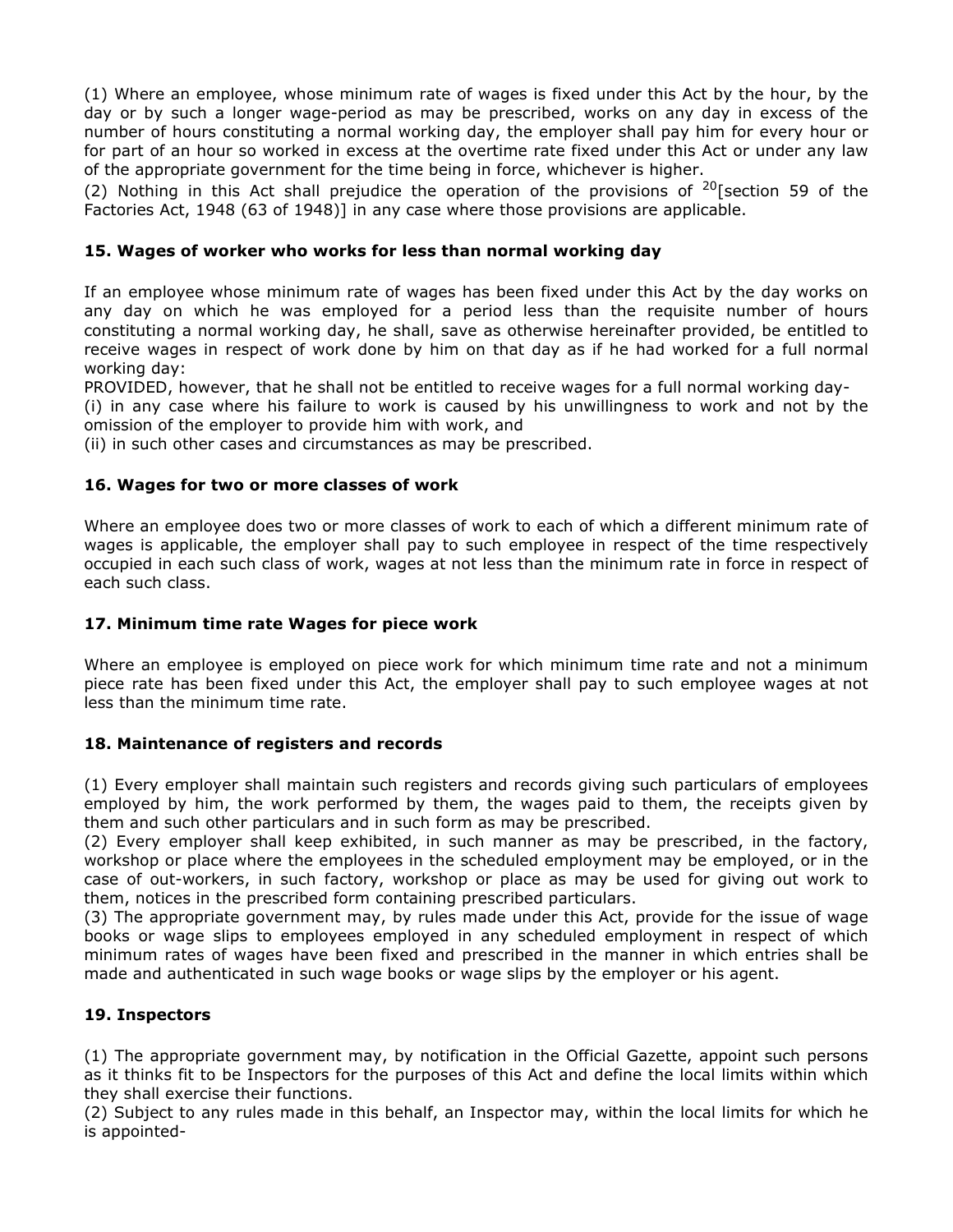(1) Where an employee, whose minimum rate of wages is fixed under this Act by the hour, by the day or by such a longer wage-period as may be prescribed, works on any day in excess of the number of hours constituting a normal working day, the employer shall pay him for every hour or for part of an hour so worked in excess at the overtime rate fixed under this Act or under any law of the appropriate government for the time being in force, whichever is higher.

(2) Nothing in this Act shall prejudice the operation of the provisions of [20][section 59 of the Factories Act, 1948 (63 of 1948)] in any case where those provisions are applicable.

### 15. Wages of worker who works for less than normal working day

If an employee whose minimum rate of wages has been fixed under this Act by the day works on any day on which he was employed for a period less than the requisite number of hours constituting a normal working day, he shall, save as otherwise hereinafter provided, be entitled to receive wages in respect of work done by him on that day as if he had worked for a full normal working day:

PROVIDED, however, that he shall not be entitled to receive wages for a full normal working day-

(i) in any case where his failure to work is caused by his unwillingness to work and not by the omission of the employer to provide him with work, and

(ii) in such other cases and circumstances as may be prescribed.

### 16. Wages for two or more classes of work

Where an employee does two or more classes of work to each of which a different minimum rate of wages is applicable, the employer shall pay to such employee in respect of the time respectively occupied in each such class of work, wages at not less than the minimum rate in force in respect of each such class.

### 17. Minimum time rate Wages for piece work

Where an employee is employed on piece work for which minimum time rate and not a minimum piece rate has been fixed under this Act, the employer shall pay to such employee wages at not less than the minimum time rate.

### 18. Maintenance of registers and records

(1) Every employer shall maintain such registers and records giving such particulars of employees employed by him, the work performed by them, the wages paid to them, the receipts given by them and such other particulars and in such form as may be prescribed.

(2) Every employer shall keep exhibited, in such manner as may be prescribed, in the factory, workshop or place where the employees in the scheduled employment may be employed, or in the case of out-workers, in such factory, workshop or place as may be used for giving out work to them, notices in the prescribed form containing prescribed particulars.

(3) The appropriate government may, by rules made under this Act, provide for the issue of wage books or wage slips to employees employed in any scheduled employment in respect of which minimum rates of wages have been fixed and prescribed in the manner in which entries shall be made and authenticated in such wage books or wage slips by the employer or his agent.

### 19. Inspectors

(1) The appropriate government may, by notification in the Official Gazette, appoint such persons as it thinks fit to be Inspectors for the purposes of this Act and define the local limits within which they shall exercise their functions.

(2) Subject to any rules made in this behalf, an Inspector may, within the local limits for which he is appointed-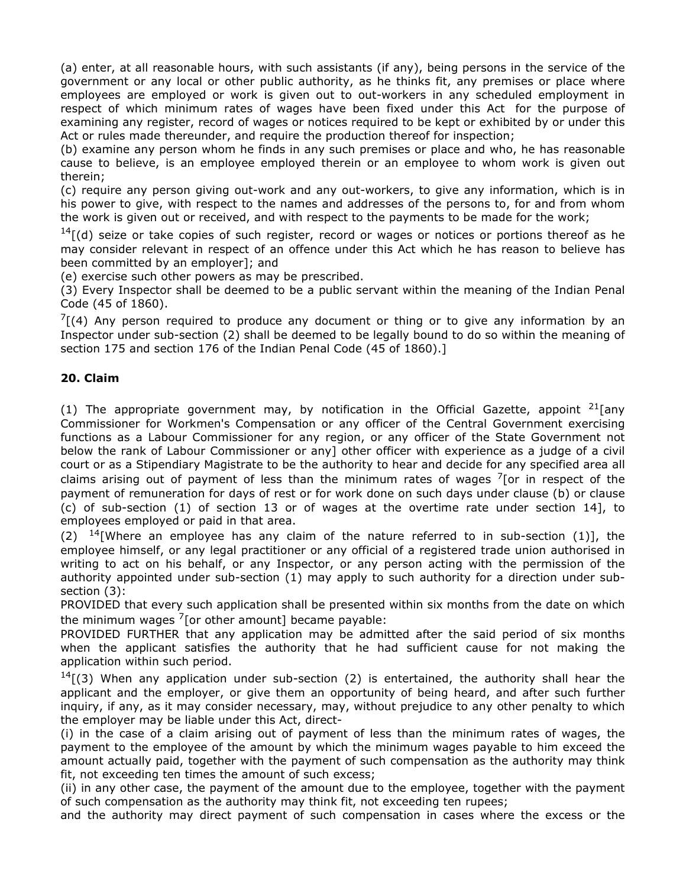(a) enter, at all reasonable hours, with such assistants (if any), being persons in the service of the government or any local or other public authority, as he thinks fit, any premises or place where employees are employed or work is given out to out-workers in any scheduled employment in respect of which minimum rates of wages have been fixed under this Act for the purpose of examining any register, record of wages or notices required to be kept or exhibited by or under this Act or rules made thereunder, and require the production thereof for inspection;

(b) examine any person whom he finds in any such premises or place and who, he has reasonable cause to believe, is an employee employed therein or an employee to whom work is given out therein;

(c) require any person giving out-work and any out-workers, to give any information, which is in his power to give, with respect to the names and addresses of the persons to, for and from whom the work is given out or received, and with respect to the payments to be made for the work;

[14][(d) seize or take copies of such register, record or wages or notices or portions thereof as he may consider relevant in respect of an offence under this Act which he has reason to believe has been committed by an employer]; and

(e) exercise such other powers as may be prescribed.

(3) Every Inspector shall be deemed to be a public servant within the meaning of the Indian Penal Code (45 of 1860).

[7][(4) Any person required to produce any document or thing or to give any information by an Inspector under sub-section (2) shall be deemed to be legally bound to do so within the meaning of section 175 and section 176 of the Indian Penal Code (45 of 1860).]

**20. Claim**

(1) The appropriate government may, by notification in the Official Gazette, appoint [21][any Commissioner for Workmen's Compensation or any officer of the Central Government exercising functions as a Labour Commissioner for any region, or any officer of the State Government not below the rank of Labour Commissioner or any] other officer with experience as a judge of a civil court or as a Stipendiary Magistrate to be the authority to hear and decide for any specified area all claims arising out of payment of less than the minimum rates of wages [7][or in respect of the payment of remuneration for days of rest or for work done on such days under clause (b) or clause (c) of sub-section (1) of section 13 or of wages at the overtime rate under section 14], to employees employed or paid in that area.

(2) [14][Where an employee has any claim of the nature referred to in sub-section (1)], the employee himself, or any legal practitioner or any official of a registered trade union authorised in writing to act on his behalf, or any Inspector, or any person acting with the permission of the authority appointed under sub-section (1) may apply to such authority for a direction under sub-section (3):

PROVIDED that every such application shall be presented within six months from the date on which the minimum wages [7][or other amount] became payable:

PROVIDED FURTHER that any application may be admitted after the said period of six months when the applicant satisfies the authority that he had sufficient cause for not making the application within such period.

[14][(3) When any application under sub-section (2) is entertained, the authority shall hear the applicant and the employer, or give them an opportunity of being heard, and after such further inquiry, if any, as it may consider necessary, may, without prejudice to any other penalty to which the employer may be liable under this Act, direct-

(i) in the case of a claim arising out of payment of less than the minimum rates of wages, the payment to the employee of the amount by which the minimum wages payable to him exceed the amount actually paid, together with the payment of such compensation as the authority may think fit, not exceeding ten times the amount of such excess;

(ii) in any other case, the payment of the amount due to the employee, together with the payment of such compensation as the authority may think fit, not exceeding ten rupees;

and the authority may direct payment of such compensation in cases where the excess or the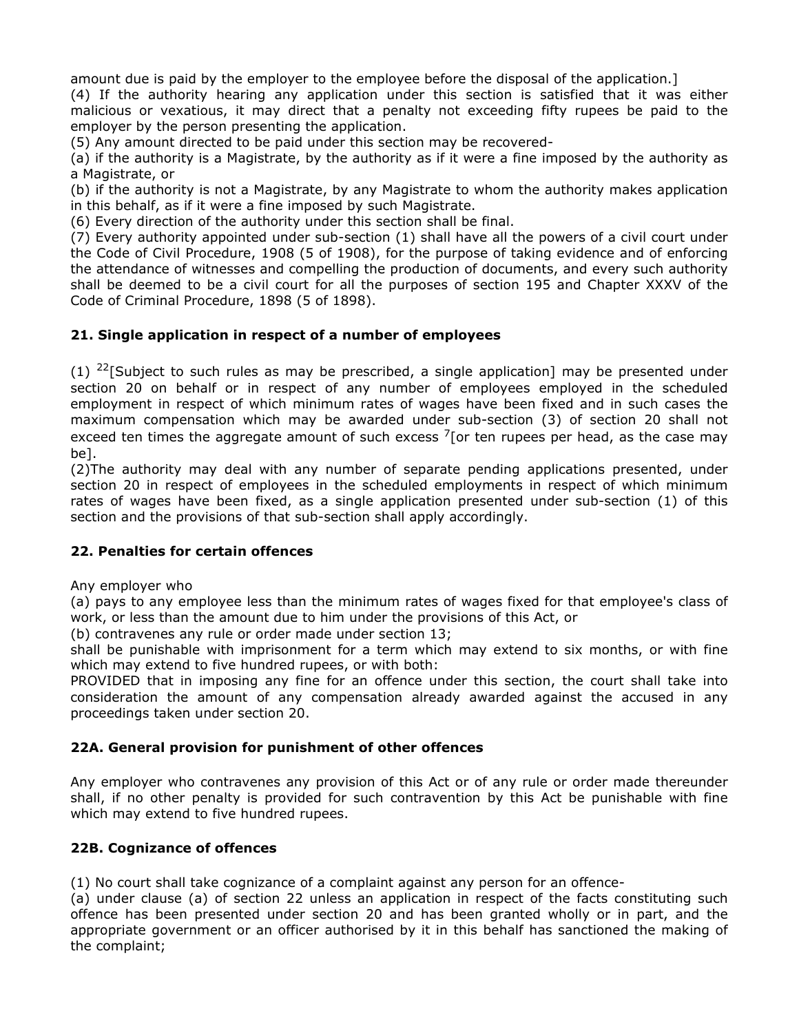amount due is paid by the employer to the employee before the disposal of the application.]

(4) If the authority hearing any application under this section is satisfied that it was either malicious or vexatious, it may direct that a penalty not exceeding fifty rupees be paid to the employer by the person presenting the application.

(5) Any amount directed to be paid under this section may be recovered-

(a) if the authority is a Magistrate, by the authority as if it were a fine imposed by the authority as a Magistrate, or

(b) if the authority is not a Magistrate, by any Magistrate to whom the authority makes application in this behalf, as if it were a fine imposed by such Magistrate.

(6) Every direction of the authority under this section shall be final.

(7) Every authority appointed under sub-section (1) shall have all the powers of a civil court under the Code of Civil Procedure, 1908 (5 of 1908), for the purpose of taking evidence and of enforcing the attendance of witnesses and compelling the production of documents, and every such authority shall be deemed to be a civil court for all the purposes of section 195 and Chapter XXXV of the Code of Criminal Procedure, 1898 (5 of 1898).

### 21. Single application in respect of a number of employees

(1) [22][Subject to such rules as may be prescribed, a single application] may be presented under section 20 on behalf or in respect of any number of employees employed in the scheduled employment in respect of which minimum rates of wages have been fixed and in such cases the maximum compensation which may be awarded under sub-section (3) of section 20 shall not exceed ten times the aggregate amount of such excess [7][or ten rupees per head, as the case may be].

(2)The authority may deal with any number of separate pending applications presented, under section 20 in respect of employees in the scheduled employments in respect of which minimum rates of wages have been fixed, as a single application presented under sub-section (1) of this section and the provisions of that sub-section shall apply accordingly.

### 22. Penalties for certain offences

Any employer who

(a) pays to any employee less than the minimum rates of wages fixed for that employee's class of work, or less than the amount due to him under the provisions of this Act, or

(b) contravenes any rule or order made under section 13;

shall be punishable with imprisonment for a term which may extend to six months, or with fine which may extend to five hundred rupees, or with both:

PROVIDED that in imposing any fine for an offence under this section, the court shall take into consideration the amount of any compensation already awarded against the accused in any proceedings taken under section 20.

### 22A. General provision for punishment of other offences

Any employer who contravenes any provision of this Act or of any rule or order made thereunder shall, if no other penalty is provided for such contravention by this Act be punishable with fine which may extend to five hundred rupees.

### 22B. Cognizance of offences

(1) No court shall take cognizance of a complaint against any person for an offence-

(a) under clause (a) of section 22 unless an application in respect of the facts constituting such offence has been presented under section 20 and has been granted wholly or in part, and the appropriate government or an officer authorised by it in this behalf has sanctioned the making of the complaint;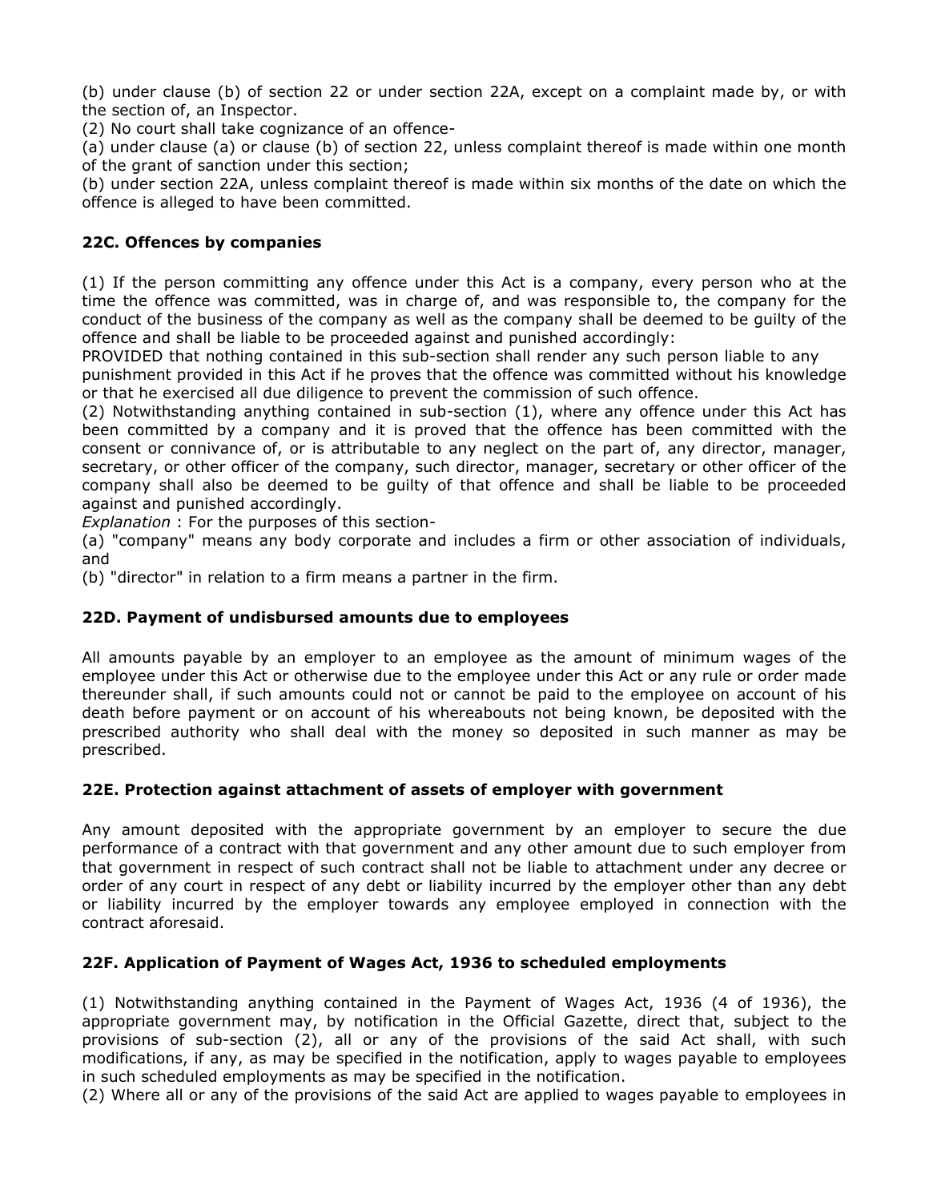(b) under clause (b) of section 22 or under section 22A, except on a complaint made by, or with the section of, an Inspector.

(2) No court shall take cognizance of an offence-

(a) under clause (a) or clause (b) of section 22, unless complaint thereof is made within one month of the grant of sanction under this section;

(b) under section 22A, unless complaint thereof is made within six months of the date on which the offence is alleged to have been committed.

### 22C. Offences by companies

(1) If the person committing any offence under this Act is a company, every person who at the time the offence was committed, was in charge of, and was responsible to, the company for the conduct of the business of the company as well as the company shall be deemed to be guilty of the offence and shall be liable to be proceeded against and punished accordingly:

PROVIDED that nothing contained in this sub-section shall render any such person liable to any punishment provided in this Act if he proves that the offence was committed without his knowledge or that he exercised all due diligence to prevent the commission of such offence.

(2) Notwithstanding anything contained in sub-section (1), where any offence under this Act has been committed by a company and it is proved that the offence has been committed with the consent or connivance of, or is attributable to any neglect on the part of, any director, manager, secretary, or other officer of the company, such director, manager, secretary or other officer of the company shall also be deemed to be guilty of that offence and shall be liable to be proceeded against and punished accordingly.

*Explanation* : For the purposes of this section-

(a) "company" means any body corporate and includes a firm or other association of individuals, and

(b) "director" in relation to a firm means a partner in the firm.

### 22D. Payment of undisbursed amounts due to employees

All amounts payable by an employer to an employee as the amount of minimum wages of the employee under this Act or otherwise due to the employee under this Act or any rule or order made thereunder shall, if such amounts could not or cannot be paid to the employee on account of his death before payment or on account of his whereabouts not being known, be deposited with the prescribed authority who shall deal with the money so deposited in such manner as may be prescribed.

### 22E. Protection against attachment of assets of employer with government

Any amount deposited with the appropriate government by an employer to secure the due performance of a contract with that government and any other amount due to such employer from that government in respect of such contract shall not be liable to attachment under any decree or order of any court in respect of any debt or liability incurred by the employer other than any debt or liability incurred by the employer towards any employee employed in connection with the contract aforesaid.

### 22F. Application of Payment of Wages Act, 1936 to scheduled employments

(1) Notwithstanding anything contained in the Payment of Wages Act, 1936 (4 of 1936), the appropriate government may, by notification in the Official Gazette, direct that, subject to the provisions of sub-section (2), all or any of the provisions of the said Act shall, with such modifications, if any, as may be specified in the notification, apply to wages payable to employees in such scheduled employments as may be specified in the notification.

(2) Where all or any of the provisions of the said Act are applied to wages payable to employees in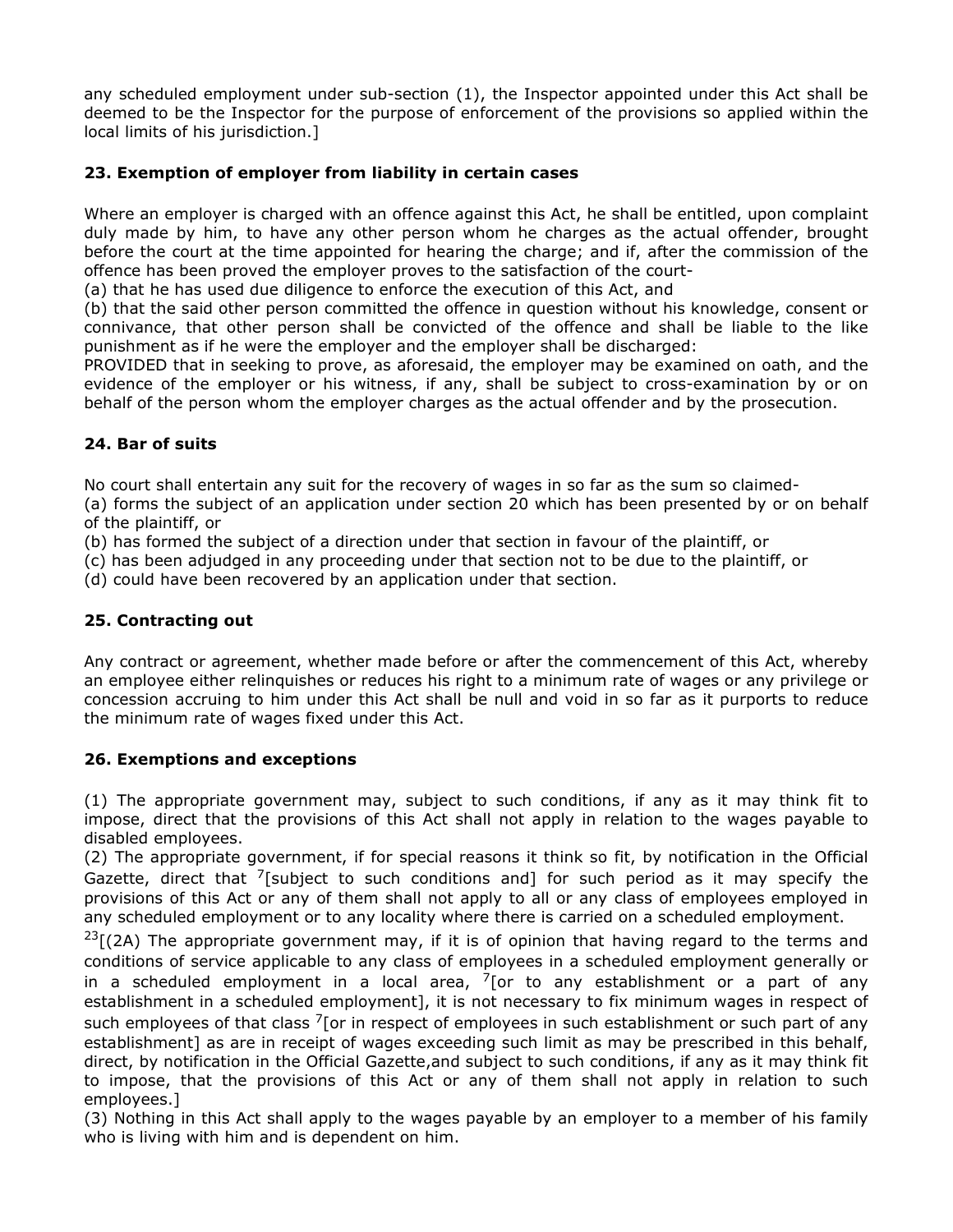any scheduled employment under sub-section (1), the Inspector appointed under this Act shall be deemed to be the Inspector for the purpose of enforcement of the provisions so applied within the local limits of his jurisdiction.]

### 23. Exemption of employer from liability in certain cases

Where an employer is charged with an offence against this Act, he shall be entitled, upon complaint duly made by him, to have any other person whom he charges as the actual offender, brought before the court at the time appointed for hearing the charge; and if, after the commission of the offence has been proved the employer proves to the satisfaction of the court-

(a) that he has used due diligence to enforce the execution of this Act, and

(b) that the said other person committed the offence in question without his knowledge, consent or connivance, that other person shall be convicted of the offence and shall be liable to the like punishment as if he were the employer and the employer shall be discharged:

PROVIDED that in seeking to prove, as aforesaid, the employer may be examined on oath, and the evidence of the employer or his witness, if any, shall be subject to cross-examination by or on behalf of the person whom the employer charges as the actual offender and by the prosecution.

### 24. Bar of suits

No court shall entertain any suit for the recovery of wages in so far as the sum so claimed-

(a) forms the subject of an application under section 20 which has been presented by or on behalf of the plaintiff, or

(b) has formed the subject of a direction under that section in favour of the plaintiff, or

(c) has been adjudged in any proceeding under that section not to be due to the plaintiff, or

(d) could have been recovered by an application under that section.

### 25. Contracting out

Any contract or agreement, whether made before or after the commencement of this Act, whereby an employee either relinquishes or reduces his right to a minimum rate of wages or any privilege or concession accruing to him under this Act shall be null and void in so far as it purports to reduce the minimum rate of wages fixed under this Act.

### 26. Exemptions and exceptions

(1) The appropriate government may, subject to such conditions, if any as it may think fit to impose, direct that the provisions of this Act shall not apply in relation to the wages payable to disabled employees.

(2) The appropriate government, if for special reasons it think so fit, by notification in the Official Gazette, direct that [7][subject to such conditions and] for such period as it may specify the provisions of this Act or any of them shall not apply to all or any class of employees employed in any scheduled employment or to any locality where there is carried on a scheduled employment.

[23][(2A) The appropriate government may, if it is of opinion that having regard to the terms and conditions of service applicable to any class of employees in a scheduled employment generally or in a scheduled employment in a local area, [7][or to any establishment or a part of any establishment in a scheduled employment], it is not necessary to fix minimum wages in respect of such employees of that class [7][or in respect of employees in such establishment or such part of any establishment] as are in receipt of wages exceeding such limit as may be prescribed in this behalf, direct, by notification in the Official Gazette,and subject to such conditions, if any as it may think fit to impose, that the provisions of this Act or any of them shall not apply in relation to such employees.]

(3) Nothing in this Act shall apply to the wages payable by an employer to a member of his family who is living with him and is dependent on him.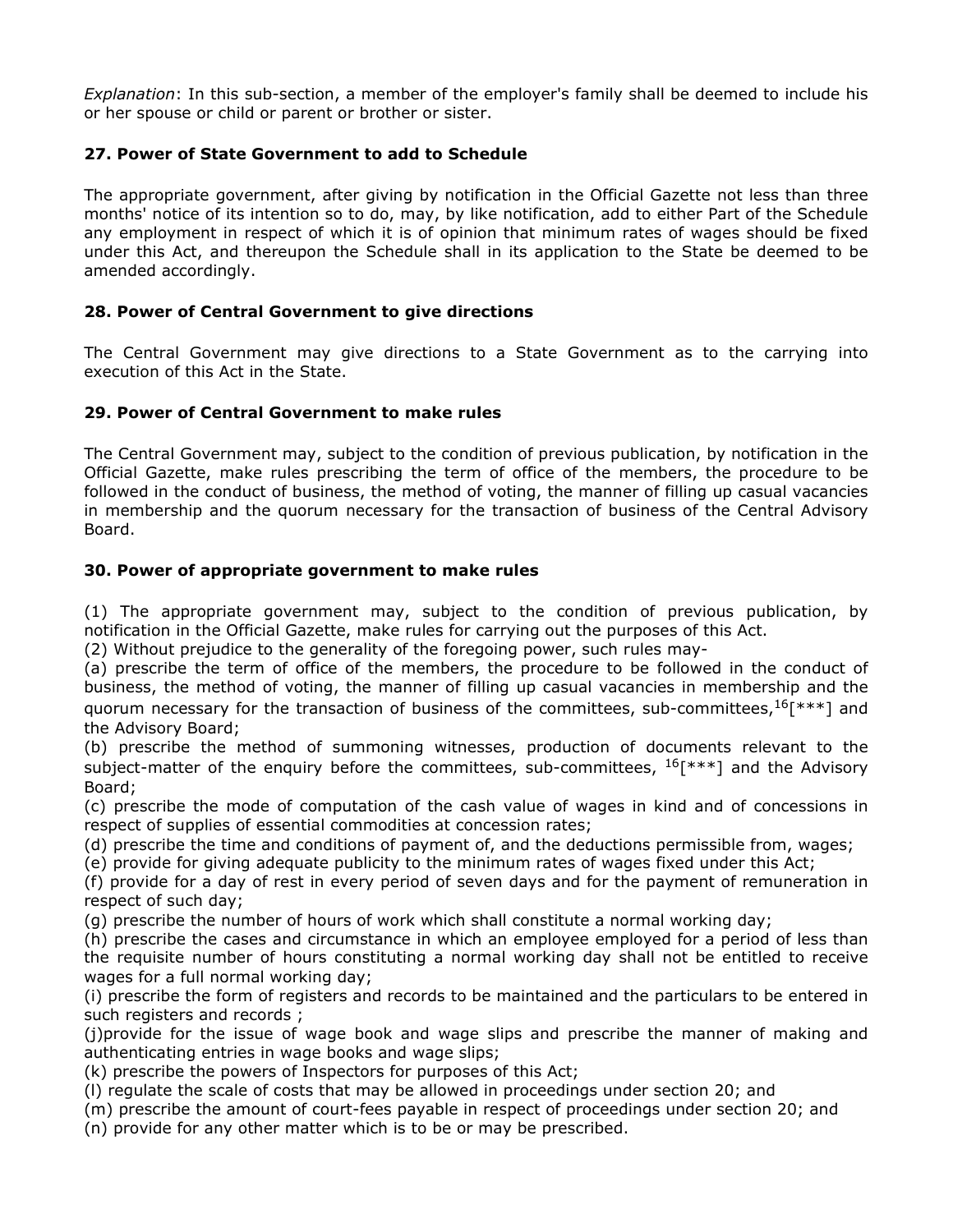*Explanation*: In this sub-section, a member of the employer's family shall be deemed to include his or her spouse or child or parent or brother or sister.

### 27. Power of State Government to add to Schedule

The appropriate government, after giving by notification in the Official Gazette not less than three months' notice of its intention so to do, may, by like notification, add to either Part of the Schedule any employment in respect of which it is of opinion that minimum rates of wages should be fixed under this Act, and thereupon the Schedule shall in its application to the State be deemed to be amended accordingly.

### 28. Power of Central Government to give directions

The Central Government may give directions to a State Government as to the carrying into execution of this Act in the State.

### 29. Power of Central Government to make rules

The Central Government may, subject to the condition of previous publication, by notification in the Official Gazette, make rules prescribing the term of office of the members, the procedure to be followed in the conduct of business, the method of voting, the manner of filling up casual vacancies in membership and the quorum necessary for the transaction of business of the Central Advisory Board.

### 30. Power of appropriate government to make rules

(1) The appropriate government may, subject to the condition of previous publication, by notification in the Official Gazette, make rules for carrying out the purposes of this Act.
(2) Without prejudice to the generality of the foregoing power, such rules may-
(a) prescribe the term of office of the members, the procedure to be followed in the conduct of business, the method of voting, the manner of filling up casual vacancies in membership and the quorum necessary for the transaction of business of the committees, sub-committees,[16][***] and the Advisory Board;
(b) prescribe the method of summoning witnesses, production of documents relevant to the subject-matter of the enquiry before the committees, sub-committees, [16][***] and the Advisory Board;
(c) prescribe the mode of computation of the cash value of wages in kind and of concessions in respect of supplies of essential commodities at concession rates;
(d) prescribe the time and conditions of payment of, and the deductions permissible from, wages;
(e) provide for giving adequate publicity to the minimum rates of wages fixed under this Act;
(f) provide for a day of rest in every period of seven days and for the payment of remuneration in respect of such day;
(g) prescribe the number of hours of work which shall constitute a normal working day;
(h) prescribe the cases and circumstance in which an employee employed for a period of less than the requisite number of hours constituting a normal working day shall not be entitled to receive wages for a full normal working day;
(i) prescribe the form of registers and records to be maintained and the particulars to be entered in such registers and records ;
(j)provide for the issue of wage book and wage slips and prescribe the manner of making and authenticating entries in wage books and wage slips;
(k) prescribe the powers of Inspectors for purposes of this Act;
(l) regulate the scale of costs that may be allowed in proceedings under section 20; and
(m) prescribe the amount of court-fees payable in respect of proceedings under section 20; and
(n) provide for any other matter which is to be or may be prescribed.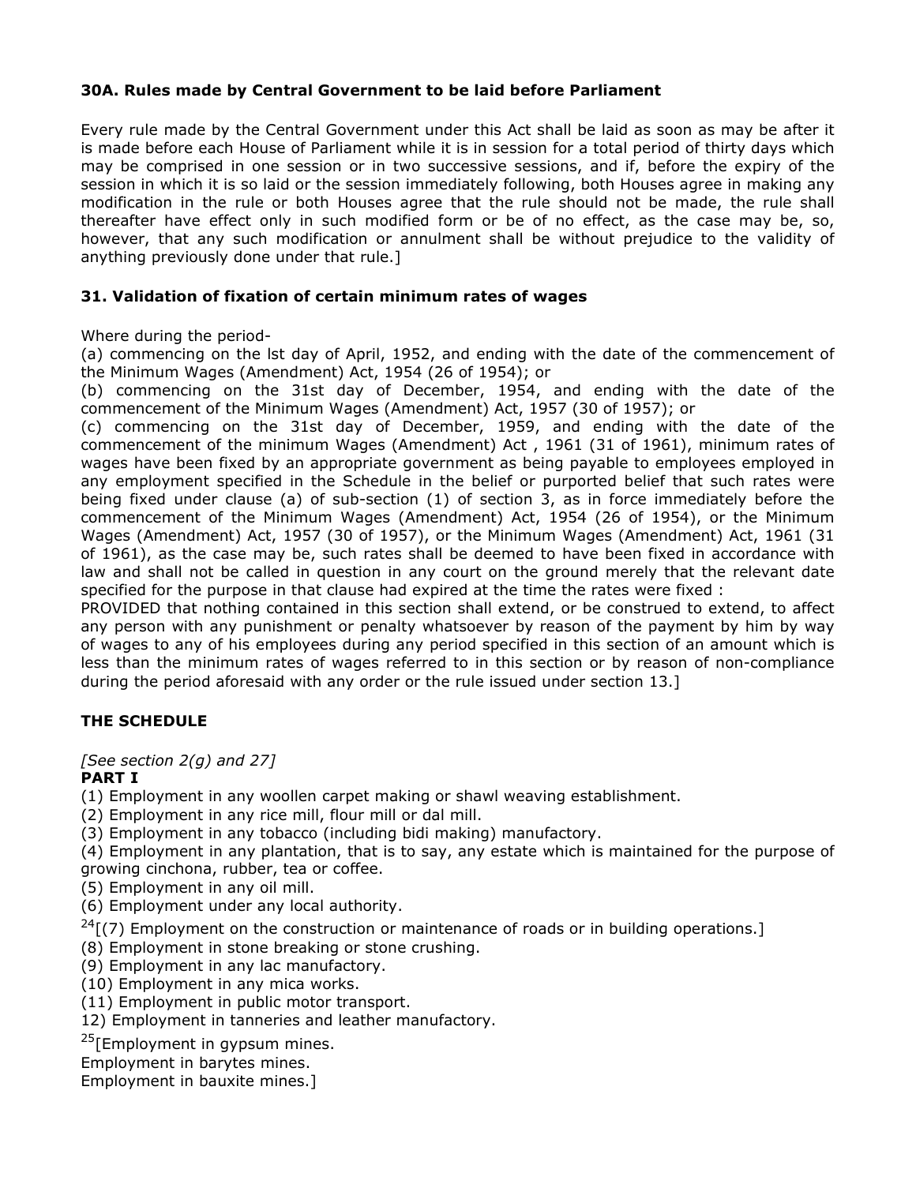**30A. Rules made by Central Government to be laid before Parliament**

Every rule made by the Central Government under this Act shall be laid as soon as may be after it is made before each House of Parliament while it is in session for a total period of thirty days which may be comprised in one session or in two successive sessions, and if, before the expiry of the session in which it is so laid or the session immediately following, both Houses agree in making any modification in the rule or both Houses agree that the rule should not be made, the rule shall thereafter have effect only in such modified form or be of no effect, as the case may be, so, however, that any such modification or annulment shall be without prejudice to the validity of anything previously done under that rule.]

**31. Validation of fixation of certain minimum rates of wages**

Where during the period-
(a) commencing on the lst day of April, 1952, and ending with the date of the commencement of the Minimum Wages (Amendment) Act, 1954 (26 of 1954); or
(b) commencing on the 31st day of December, 1954, and ending with the date of the commencement of the Minimum Wages (Amendment) Act, 1957 (30 of 1957); or
(c) commencing on the 31st day of December, 1959, and ending with the date of the commencement of the minimum Wages (Amendment) Act , 1961 (31 of 1961), minimum rates of wages have been fixed by an appropriate government as being payable to employees employed in any employment specified in the Schedule in the belief or purported belief that such rates were being fixed under clause (a) of sub-section (1) of section 3, as in force immediately before the commencement of the Minimum Wages (Amendment) Act, 1954 (26 of 1954), or the Minimum Wages (Amendment) Act, 1957 (30 of 1957), or the Minimum Wages (Amendment) Act, 1961 (31 of 1961), as the case may be, such rates shall be deemed to have been fixed in accordance with law and shall not be called in question in any court on the ground merely that the relevant date specified for the purpose in that clause had expired at the time the rates were fixed :
PROVIDED that nothing contained in this section shall extend, or be construed to extend, to affect any person with any punishment or penalty whatsoever by reason of the payment by him by way of wages to any of his employees during any period specified in this section of an amount which is less than the minimum rates of wages referred to in this section or by reason of non-compliance during the period aforesaid with any order or the rule issued under section 13.]

**THE SCHEDULE**

*[See section 2(g) and 27]*
**PART I**

(1) Employment in any woollen carpet making or shawl weaving establishment.
(2) Employment in any rice mill, flour mill or dal mill.
(3) Employment in any tobacco (including bidi making) manufactory.
(4) Employment in any plantation, that is to say, any estate which is maintained for the purpose of growing cinchona, rubber, tea or coffee.
(5) Employment in any oil mill.
(6) Employment under any local authority.
[24][(7) Employment on the construction or maintenance of roads or in building operations.]
(8) Employment in stone breaking or stone crushing.
(9) Employment in any lac manufactory.
(10) Employment in any mica works.
(11) Employment in public motor transport.
12) Employment in tanneries and leather manufactory.
[25][Employment in gypsum mines.
Employment in barytes mines.
Employment in bauxite mines.]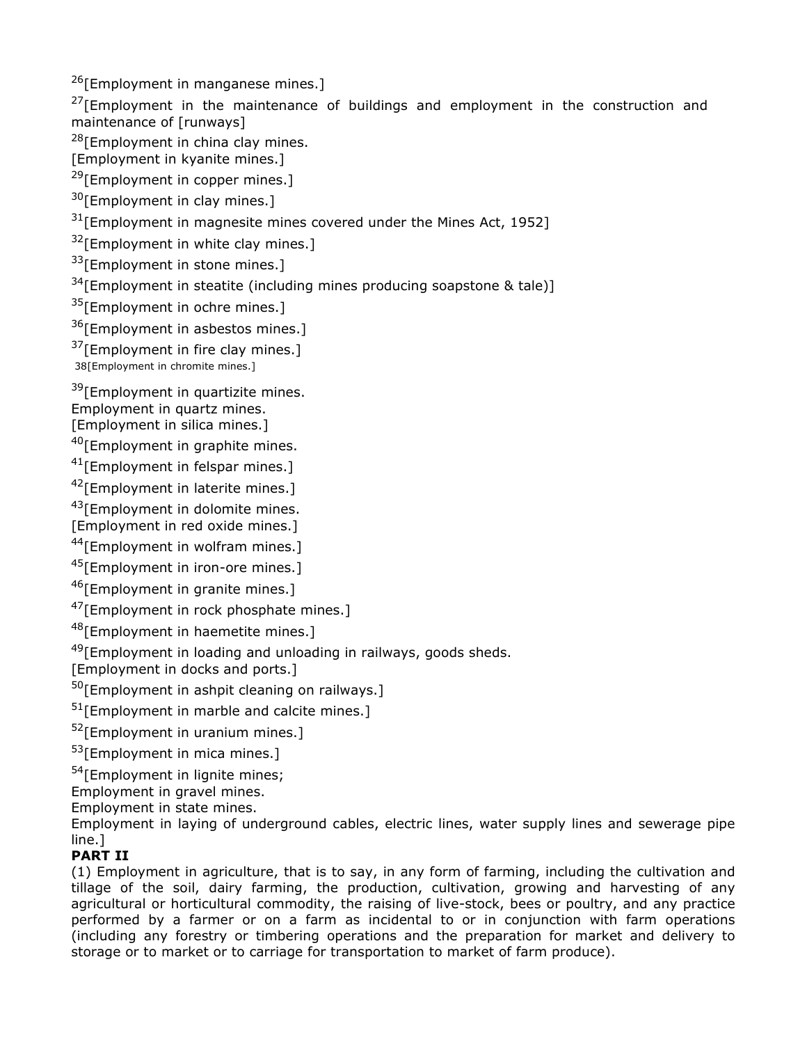[26][Employment in manganese mines.]

[27][Employment in the maintenance of buildings and employment in the construction and maintenance of [runways]

[28][Employment in china clay mines.
[Employment in kyanite mines.]

[29][Employment in copper mines.]

[30][Employment in clay mines.]

[31][Employment in magnesite mines covered under the Mines Act, 1952]

[32][Employment in white clay mines.]

[33][Employment in stone mines.]

[34][Employment in steatite (including mines producing soapstone & talc)]

[35][Employment in ochre mines.]

[36][Employment in asbestos mines.]

[37][Employment in fire clay mines.]

38[Employment in chromite mines.]

[39][Employment in quartizite mines.
Employment in quartz mines.
[Employment in silica mines.]

[40][Employment in graphite mines.

[41][Employment in felspar mines.]

[42][Employment in laterite mines.]

[43][Employment in dolomite mines.
[Employment in red oxide mines.]

[44][Employment in wolfram mines.]

[45][Employment in iron-ore mines.]

[46][Employment in granite mines.]

[47][Employment in rock phosphate mines.]

[48][Employment in haemetite mines.]

[49][Employment in loading and unloading in railways, goods sheds.
[Employment in docks and ports.]

[50][Employment in ashpit cleaning on railways.]

[51][Employment in marble and calcite mines.]

[52][Employment in uranium mines.]

[53][Employment in mica mines.]

[54][Employment in lignite mines;
Employment in gravel mines.
Employment in state mines.
Employment in laying of underground cables, electric lines, water supply lines and sewerage pipe line.]

**PART II**

(1) Employment in agriculture, that is to say, in any form of farming, including the cultivation and tillage of the soil, dairy farming, the production, cultivation, growing and harvesting of any agricultural or horticultural commodity, the raising of live-stock, bees or poultry, and any practice performed by a farmer or on a farm as incidental to or in conjunction with farm operations (including any forestry or timbering operations and the preparation for market and delivery to storage or to market or to carriage for transportation to market of farm produce).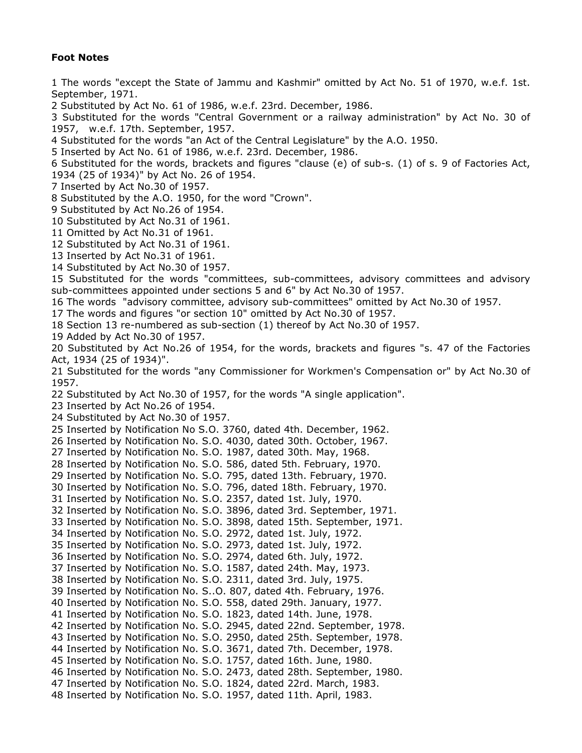**Foot Notes**

1 The words "except the State of Jammu and Kashmir" omitted by Act No. 51 of 1970, w.e.f. 1st. September, 1971.
2 Substituted by Act No. 61 of 1986, w.e.f. 23rd. December, 1986.
3 Substituted for the words "Central Government or a railway administration" by Act No. 30 of 1957, w.e.f. 17th. September, 1957.
4 Substituted for the words "an Act of the Central Legislature" by the A.O. 1950.
5 Inserted by Act No. 61 of 1986, w.e.f. 23rd. December, 1986.
6 Substituted for the words, brackets and figures "clause (e) of sub-s. (1) of s. 9 of Factories Act, 1934 (25 of 1934)" by Act No. 26 of 1954.
7 Inserted by Act No.30 of 1957.
8 Substituted by the A.O. 1950, for the word "Crown".
9 Substituted by Act No.26 of 1954.
10 Substituted by Act No.31 of 1961.
11 Omitted by Act No.31 of 1961.
12 Substituted by Act No.31 of 1961.
13 Inserted by Act No.31 of 1961.
14 Substituted by Act No.30 of 1957.
15 Substituted for the words "committees, sub-committees, advisory committees and advisory sub-committees appointed under sections 5 and 6" by Act No.30 of 1957.
16 The words "advisory committee, advisory sub-committees" omitted by Act No.30 of 1957.
17 The words and figures "or section 10" omitted by Act No.30 of 1957.
18 Section 13 re-numbered as sub-section (1) thereof by Act No.30 of 1957.
19 Added by Act No.30 of 1957.
20 Substituted by Act No.26 of 1954, for the words, brackets and figures "s. 47 of the Factories Act, 1934 (25 of 1934)".
21 Substituted for the words "any Commissioner for Workmen's Compensation or" by Act No.30 of 1957.
22 Substituted by Act No.30 of 1957, for the words "A single application".
23 Inserted by Act No.26 of 1954.
24 Substituted by Act No.30 of 1957.
25 Inserted by Notification No S.O. 3760, dated 4th. December, 1962.
26 Inserted by Notification No. S.O. 4030, dated 30th. October, 1967.
27 Inserted by Notification No. S.O. 1987, dated 30th. May, 1968.
28 Inserted by Notification No. S.O. 586, dated 5th. February, 1970.
29 Inserted by Notification No. S.O. 795, dated 13th. February, 1970.
30 Inserted by Notification No. S.O. 796, dated 18th. February, 1970.
31 Inserted by Notification No. S.O. 2357, dated 1st. July, 1970.
32 Inserted by Notification No. S.O. 3896, dated 3rd. September, 1971.
33 Inserted by Notification No. S.O. 3898, dated 15th. September, 1971.
34 Inserted by Notification No. S.O. 2972, dated 1st. July, 1972.
35 Inserted by Notification No. S.O. 2973, dated 1st. July, 1972.
36 Inserted by Notification No. S.O. 2974, dated 6th. July, 1972.
37 Inserted by Notification No. S.O. 1587, dated 24th. May, 1973.
38 Inserted by Notification No. S.O. 2311, dated 3rd. July, 1975.
39 Inserted by Notification No. S..O. 807, dated 4th. February, 1976.
40 Inserted by Notification No. S.O. 558, dated 29th. January, 1977.
41 Inserted by Notification No. S.O. 1823, dated 14th. June, 1978.
42 Inserted by Notification No. S.O. 2945, dated 22nd. September, 1978.
43 Inserted by Notification No. S.O. 2950, dated 25th. September, 1978.
44 Inserted by Notification No. S.O. 3671, dated 7th. December, 1978.
45 Inserted by Notification No. S.O. 1757, dated 16th. June, 1980.
46 Inserted by Notification No. S.O. 2473, dated 28th. September, 1980.
47 Inserted by Notification No. S.O. 1824, dated 22rd. March, 1983.
48 Inserted by Notification No. S.O. 1957, dated 11th. April, 1983.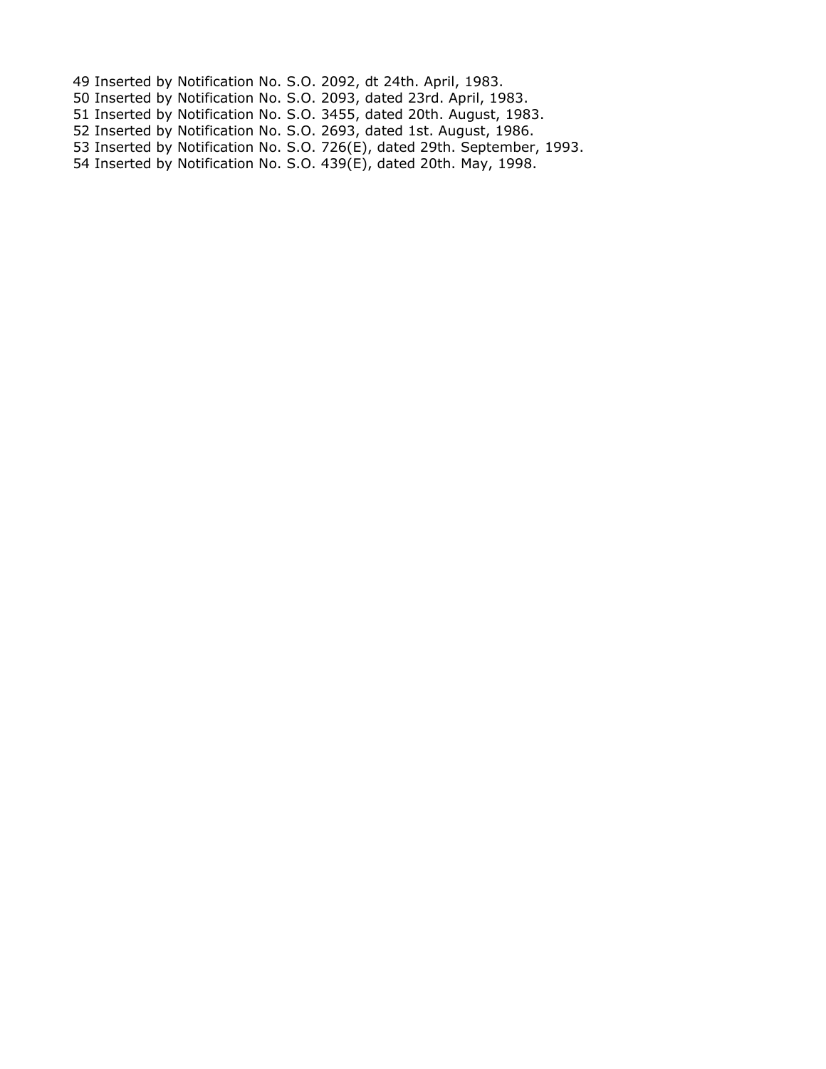49 Inserted by Notification No. S.O. 2092, dt 24th. April, 1983.
50 Inserted by Notification No. S.O. 2093, dated 23rd. April, 1983.
51 Inserted by Notification No. S.O. 3455, dated 20th. August, 1983.
52 Inserted by Notification No. S.O. 2693, dated 1st. August, 1986.
53 Inserted by Notification No. S.O. 726(E), dated 29th. September, 1993.
54 Inserted by Notification No. S.O. 439(E), dated 20th. May, 1998.